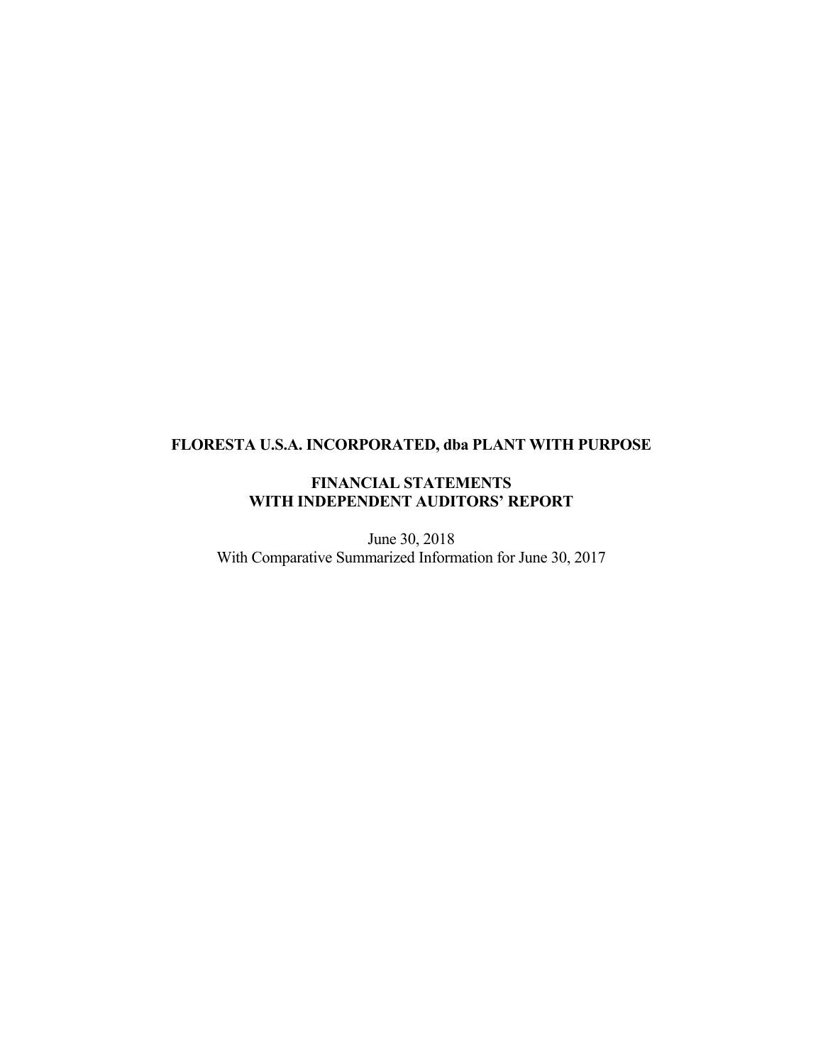**FLORESTA U.S.A. INCORPORATED, dba PLANT WITH PURPOSE**

**FINANCIAL STATEMENTS**
**WITH INDEPENDENT AUDITORS' REPORT**

June 30, 2018
With Comparative Summarized Information for June 30, 2017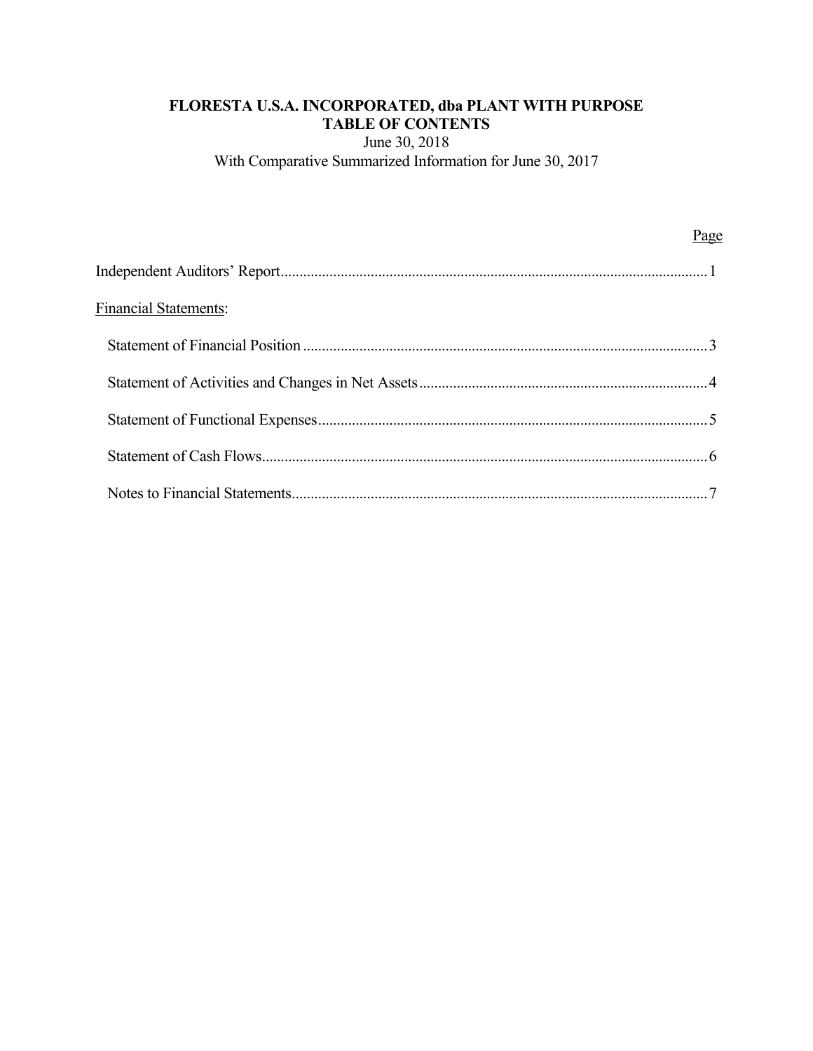# FLORESTA U.S.A. INCORPORATED, dba PLANT WITH PURPOSE
## TABLE OF CONTENTS

June 30, 2018
With Comparative Summarized Information for June 30, 2017

| | Page |
|---|---|
| Independent Auditors' Report | 1 |
| Financial Statements: | |
| Statement of Financial Position | 3 |
| Statement of Activities and Changes in Net Assets | 4 |
| Statement of Functional Expenses | 5 |
| Statement of Cash Flows | 6 |
| Notes to Financial Statements | 7 |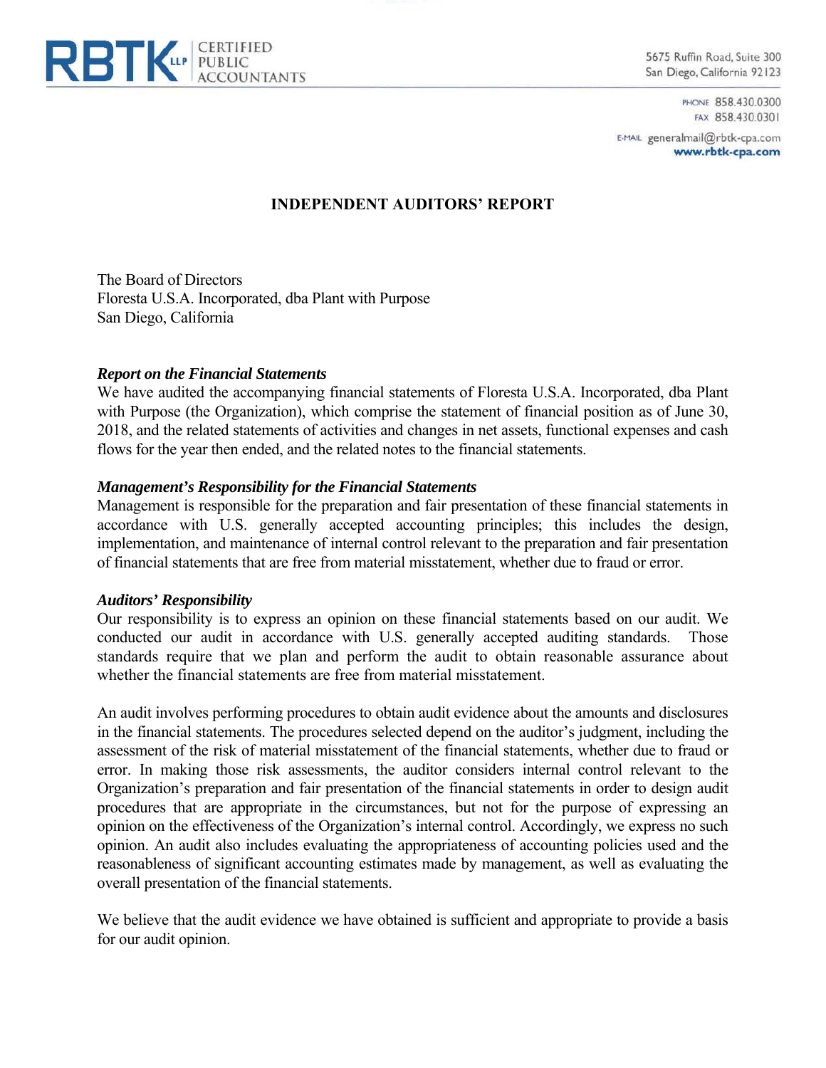RBTK LLP CERTIFIED PUBLIC ACCOUNTANTS

5675 Ruffin Road, Suite 300
San Diego, California 92123

PHONE 858.430.0300
FAX 858.430.0301

E-MAIL generalmail@rbtk-cpa.com
**www.rbtk-cpa.com**

## INDEPENDENT AUDITORS' REPORT

The Board of Directors
Floresta U.S.A. Incorporated, dba Plant with Purpose
San Diego, California

***Report on the Financial Statements***
We have audited the accompanying financial statements of Floresta U.S.A. Incorporated, dba Plant with Purpose (the Organization), which comprise the statement of financial position as of June 30, 2018, and the related statements of activities and changes in net assets, functional expenses and cash flows for the year then ended, and the related notes to the financial statements.

***Management's Responsibility for the Financial Statements***
Management is responsible for the preparation and fair presentation of these financial statements in accordance with U.S. generally accepted accounting principles; this includes the design, implementation, and maintenance of internal control relevant to the preparation and fair presentation of financial statements that are free from material misstatement, whether due to fraud or error.

***Auditors' Responsibility***
Our responsibility is to express an opinion on these financial statements based on our audit. We conducted our audit in accordance with U.S. generally accepted auditing standards. Those standards require that we plan and perform the audit to obtain reasonable assurance about whether the financial statements are free from material misstatement.

An audit involves performing procedures to obtain audit evidence about the amounts and disclosures in the financial statements. The procedures selected depend on the auditor's judgment, including the assessment of the risk of material misstatement of the financial statements, whether due to fraud or error. In making those risk assessments, the auditor considers internal control relevant to the Organization's preparation and fair presentation of the financial statements in order to design audit procedures that are appropriate in the circumstances, but not for the purpose of expressing an opinion on the effectiveness of the Organization's internal control. Accordingly, we express no such opinion. An audit also includes evaluating the appropriateness of accounting policies used and the reasonableness of significant accounting estimates made by management, as well as evaluating the overall presentation of the financial statements.

We believe that the audit evidence we have obtained is sufficient and appropriate to provide a basis for our audit opinion.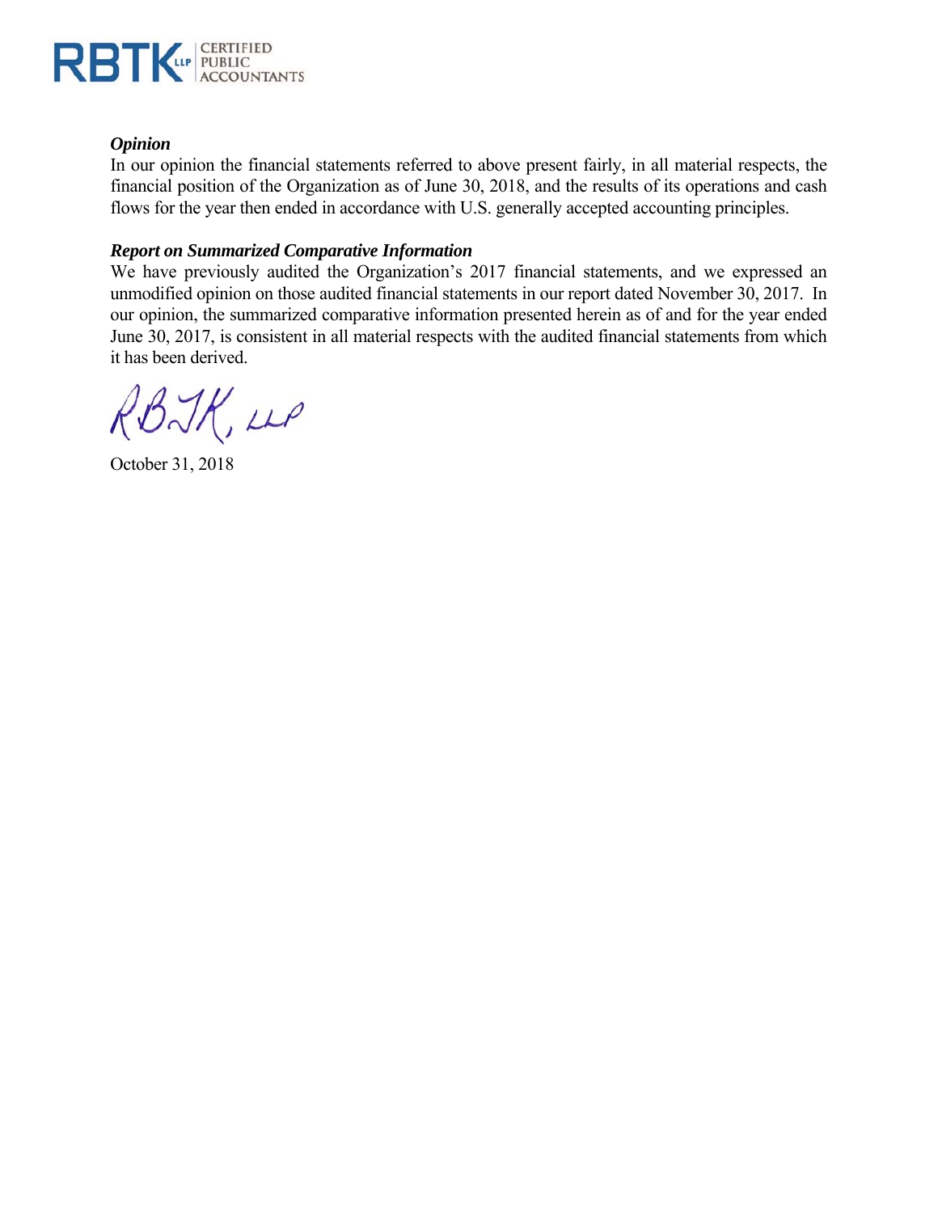RBTK LLP | CERTIFIED PUBLIC ACCOUNTANTS

***Opinion***

In our opinion the financial statements referred to above present fairly, in all material respects, the financial position of the Organization as of June 30, 2018, and the results of its operations and cash flows for the year then ended in accordance with U.S. generally accepted accounting principles.

***Report on Summarized Comparative Information***

We have previously audited the Organization's 2017 financial statements, and we expressed an unmodified opinion on those audited financial statements in our report dated November 30, 2017. In our opinion, the summarized comparative information presented herein as of and for the year ended June 30, 2017, is consistent in all material respects with the audited financial statements from which it has been derived.

RBTK, LLP

October 31, 2018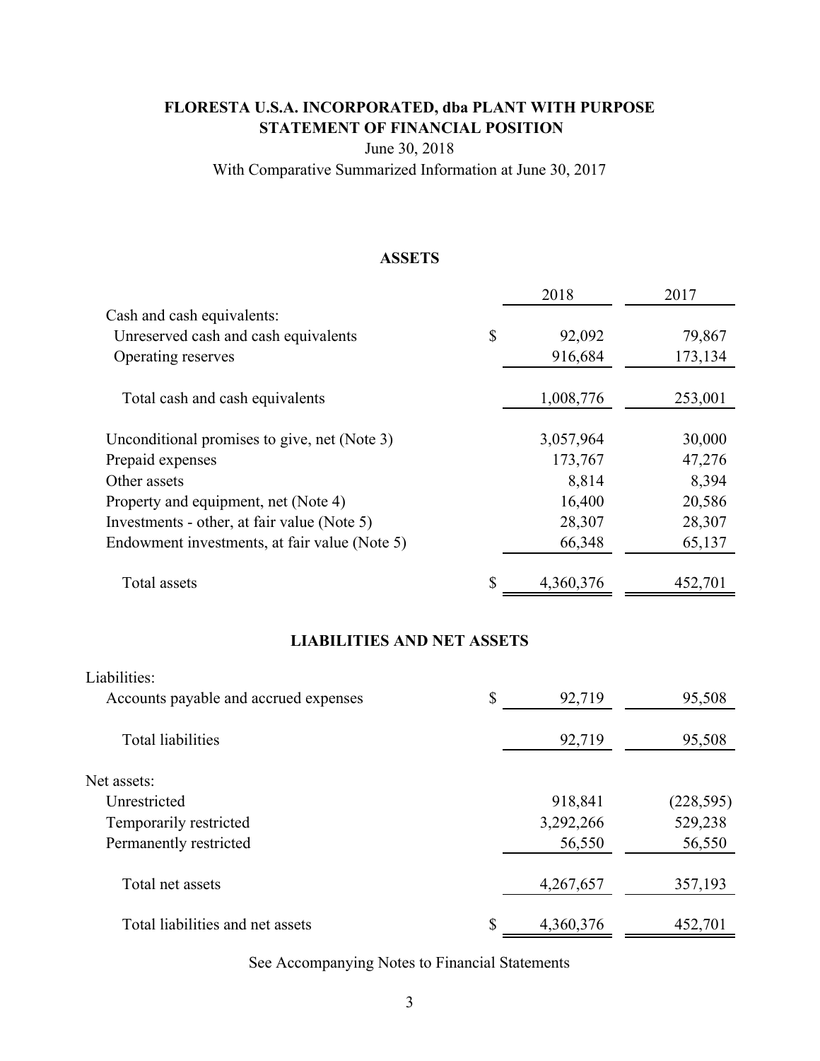# FLORESTA U.S.A. INCORPORATED, dba PLANT WITH PURPOSE
## STATEMENT OF FINANCIAL POSITION

June 30, 2018

With Comparative Summarized Information at June 30, 2017

### ASSETS

| | | 2018 | 2017 |
|---|---|---|---|
| Cash and cash equivalents: | | | |
| Unreserved cash and cash equivalents | $ | 92,092 | 79,867 |
| Operating reserves | | 916,684 | 173,134 |
| Total cash and cash equivalents | | 1,008,776 | 253,001 |
| Unconditional promises to give, net (Note 3) | | 3,057,964 | 30,000 |
| Prepaid expenses | | 173,767 | 47,276 |
| Other assets | | 8,814 | 8,394 |
| Property and equipment, net (Note 4) | | 16,400 | 20,586 |
| Investments - other, at fair value (Note 5) | | 28,307 | 28,307 |
| Endowment investments, at fair value (Note 5) | | 66,348 | 65,137 |
| Total assets | $ | 4,360,376 | 452,701 |

### LIABILITIES AND NET ASSETS

| | | 2018 | 2017 |
|---|---|---|---|
| Liabilities: | | | |
| Accounts payable and accrued expenses | $ | 92,719 | 95,508 |
| Total liabilities | | 92,719 | 95,508 |
| Net assets: | | | |
| Unrestricted | | 918,841 | (228,595) |
| Temporarily restricted | | 3,292,266 | 529,238 |
| Permanently restricted | | 56,550 | 56,550 |
| Total net assets | | 4,267,657 | 357,193 |
| Total liabilities and net assets | $ | 4,360,376 | 452,701 |

See Accompanying Notes to Financial Statements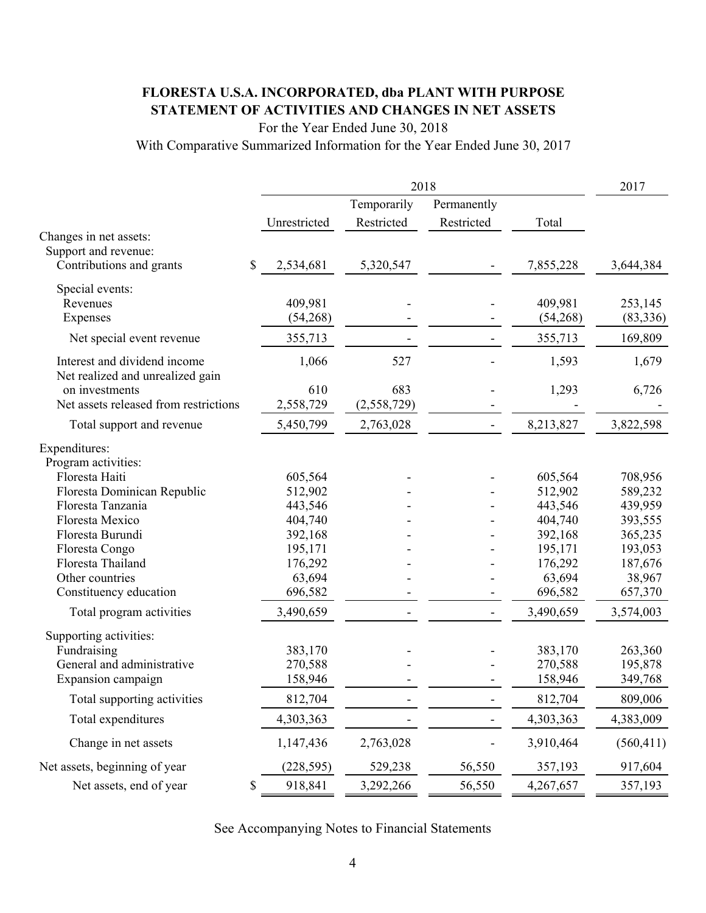# FLORESTA U.S.A. INCORPORATED, dba PLANT WITH PURPOSE
## STATEMENT OF ACTIVITIES AND CHANGES IN NET ASSETS

For the Year Ended June 30, 2018

With Comparative Summarized Information for the Year Ended June 30, 2017

| | 2018 | | | | 2017 |
|---|---|---|---|---|---|
| | Unrestricted | Temporarily Restricted | Permanently Restricted | Total | |
| Changes in net assets: | | | | | |
| Support and revenue: | | | | | |
| Contributions and grants | $ 2,534,681 | 5,320,547 | - | 7,855,228 | 3,644,384 |
| Special events: | | | | | |
| Revenues | 409,981 | - | - | 409,981 | 253,145 |
| Expenses | (54,268) | - | - | (54,268) | (83,336) |
| Net special event revenue | 355,713 | - | - | 355,713 | 169,809 |
| Interest and dividend income | 1,066 | 527 | - | 1,593 | 1,679 |
| Net realized and unrealized gain on investments | 610 | 683 | - | 1,293 | 6,726 |
| Net assets released from restrictions | 2,558,729 | (2,558,729) | - | - | - |
| Total support and revenue | 5,450,799 | 2,763,028 | - | 8,213,827 | 3,822,598 |
| Expenditures: | | | | | |
| Program activities: | | | | | |
| Floresta Haiti | 605,564 | - | - | 605,564 | 708,956 |
| Floresta Dominican Republic | 512,902 | - | - | 512,902 | 589,232 |
| Floresta Tanzania | 443,546 | - | - | 443,546 | 439,959 |
| Floresta Mexico | 404,740 | - | - | 404,740 | 393,555 |
| Floresta Burundi | 392,168 | - | - | 392,168 | 365,235 |
| Floresta Congo | 195,171 | - | - | 195,171 | 193,053 |
| Floresta Thailand | 176,292 | - | - | 176,292 | 187,676 |
| Other countries | 63,694 | - | - | 63,694 | 38,967 |
| Constituency education | 696,582 | - | - | 696,582 | 657,370 |
| Total program activities | 3,490,659 | - | - | 3,490,659 | 3,574,003 |
| Supporting activities: | | | | | |
| Fundraising | 383,170 | - | - | 383,170 | 263,360 |
| General and administrative | 270,588 | - | - | 270,588 | 195,878 |
| Expansion campaign | 158,946 | - | - | 158,946 | 349,768 |
| Total supporting activities | 812,704 | - | - | 812,704 | 809,006 |
| Total expenditures | 4,303,363 | - | - | 4,303,363 | 4,383,009 |
| Change in net assets | 1,147,436 | 2,763,028 | - | 3,910,464 | (560,411) |
| Net assets, beginning of year | (228,595) | 529,238 | 56,550 | 357,193 | 917,604 |
| Net assets, end of year | $ 918,841 | 3,292,266 | 56,550 | 4,267,657 | 357,193 |

See Accompanying Notes to Financial Statements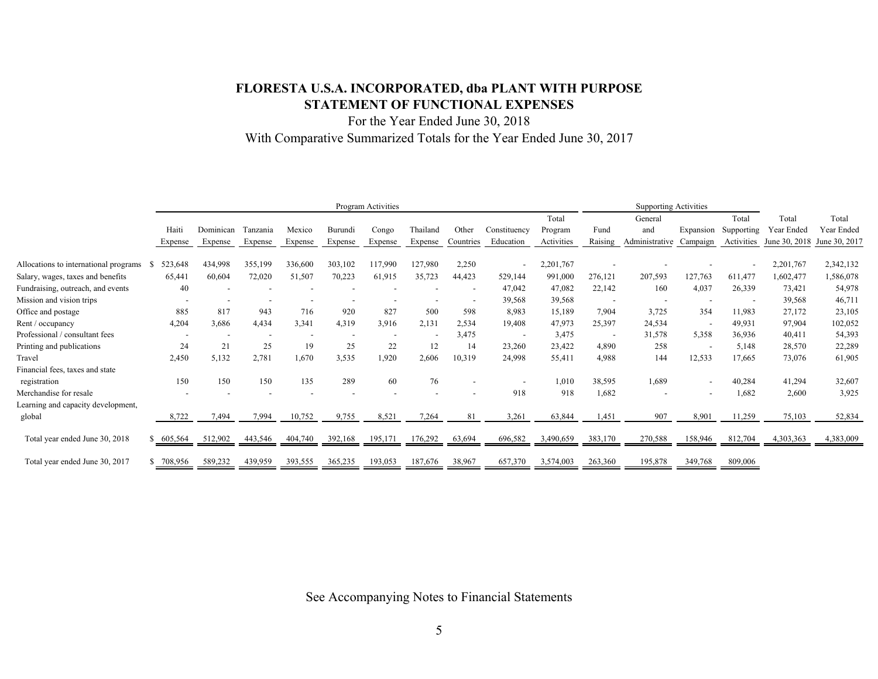# FLORESTA U.S.A. INCORPORATED, dba PLANT WITH PURPOSE

## STATEMENT OF FUNCTIONAL EXPENSES

For the Year Ended June 30, 2018

With Comparative Summarized Totals for the Year Ended June 30, 2017

| | Program Activities | | | | | | | | | | Supporting Activities | | | | | |
|---|---|---|---|---|---|---|---|---|---|---|---|---|---|---|---|---|
| | Haiti Expense | Dominican Expense | Tanzania Expense | Mexico Expense | Burundi Expense | Congo Expense | Thailand Expense | Other Countries | Constituency Education | Total Program Activities | Fund Raising | General and Administrative | Expansion Campaign | Total Supporting Activities | Total Year Ended June 30, 2018 | Total Year Ended June 30, 2017 |
| Allocations to international programs | $ 523,648 | 434,998 | 355,199 | 336,600 | 303,102 | 117,990 | 127,980 | 2,250 | - | 2,201,767 | - | - | - | - | 2,201,767 | 2,342,132 |
| Salary, wages, taxes and benefits | 65,441 | 60,604 | 72,020 | 51,507 | 70,223 | 61,915 | 35,723 | 44,423 | 529,144 | 991,000 | 276,121 | 207,593 | 127,763 | 611,477 | 1,602,477 | 1,586,078 |
| Fundraising, outreach, and events | 40 | - | - | - | - | - | - | - | 47,042 | 47,082 | 22,142 | 160 | 4,037 | 26,339 | 73,421 | 54,978 |
| Mission and vision trips | - | - | - | - | - | - | - | - | 39,568 | 39,568 | - | - | - | - | 39,568 | 46,711 |
| Office and postage | 885 | 817 | 943 | 716 | 920 | 827 | 500 | 598 | 8,983 | 15,189 | 7,904 | 3,725 | 354 | 11,983 | 27,172 | 23,105 |
| Rent / occupancy | 4,204 | 3,686 | 4,434 | 3,341 | 4,319 | 3,916 | 2,131 | 2,534 | 19,408 | 47,973 | 25,397 | 24,534 | - | 49,931 | 97,904 | 102,052 |
| Professional / consultant fees | - | - | - | - | - | - | - | 3,475 | - | 3,475 | - | 31,578 | 5,358 | 36,936 | 40,411 | 54,393 |
| Printing and publications | 24 | 21 | 25 | 19 | 25 | 22 | 12 | 14 | 23,260 | 23,422 | 4,890 | 258 | - | 5,148 | 28,570 | 22,289 |
| Travel | 2,450 | 5,132 | 2,781 | 1,670 | 3,535 | 1,920 | 2,606 | 10,319 | 24,998 | 55,411 | 4,988 | 144 | 12,533 | 17,665 | 73,076 | 61,905 |
| Financial fees, taxes and state registration | 150 | 150 | 150 | 135 | 289 | 60 | 76 | - | - | 1,010 | 38,595 | 1,689 | - | 40,284 | 41,294 | 32,607 |
| Merchandise for resale | - | - | - | - | - | - | - | - | 918 | 918 | 1,682 | - | - | 1,682 | 2,600 | 3,925 |
| Learning and capacity development, global | 8,722 | 7,494 | 7,994 | 10,752 | 9,755 | 8,521 | 7,264 | 81 | 3,261 | 63,844 | 1,451 | 907 | 8,901 | 11,259 | 75,103 | 52,834 |
| Total year ended June 30, 2018 | $ 605,564 | 512,902 | 443,546 | 404,740 | 392,168 | 195,171 | 176,292 | 63,694 | 696,582 | 3,490,659 | 383,170 | 270,588 | 158,946 | 812,704 | 4,303,363 | 4,383,009 |
| Total year ended June 30, 2017 | $ 708,956 | 589,232 | 439,959 | 393,555 | 365,235 | 193,053 | 187,676 | 38,967 | 657,370 | 3,574,003 | 263,360 | 195,878 | 349,768 | 809,006 | | |

See Accompanying Notes to Financial Statements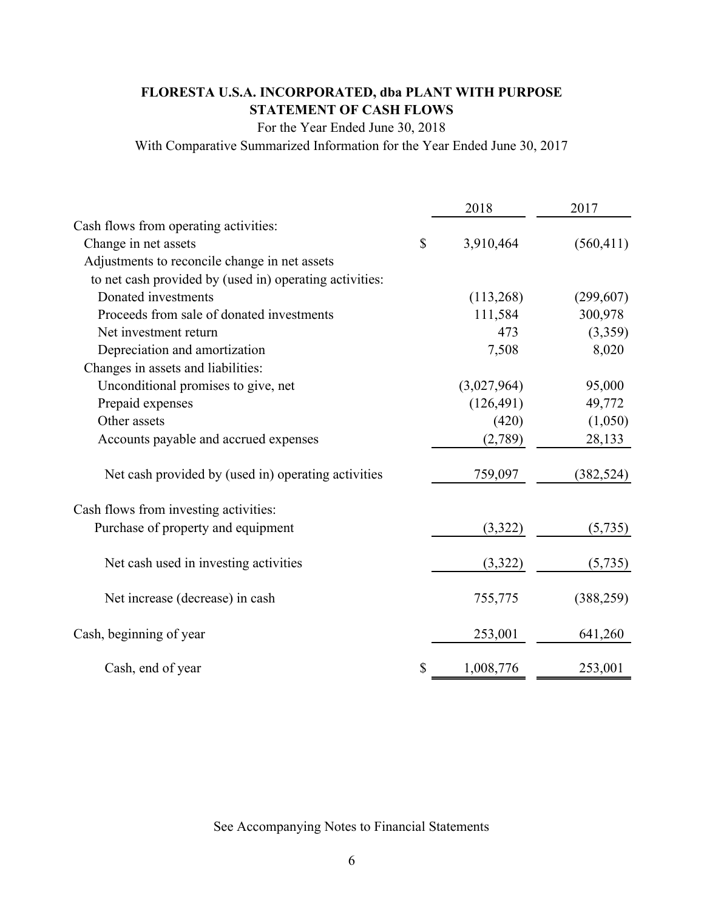# FLORESTA U.S.A. INCORPORATED, dba PLANT WITH PURPOSE
## STATEMENT OF CASH FLOWS

For the Year Ended June 30, 2018

With Comparative Summarized Information for the Year Ended June 30, 2017

| | 2018 | 2017 |
|---|---|---|
| Cash flows from operating activities: | | |
| Change in net assets | $ 3,910,464 | (560,411) |
| Adjustments to reconcile change in net assets to net cash provided by (used in) operating activities: | | |
| Donated investments | (113,268) | (299,607) |
| Proceeds from sale of donated investments | 111,584 | 300,978 |
| Net investment return | 473 | (3,359) |
| Depreciation and amortization | 7,508 | 8,020 |
| Changes in assets and liabilities: | | |
| Unconditional promises to give, net | (3,027,964) | 95,000 |
| Prepaid expenses | (126,491) | 49,772 |
| Other assets | (420) | (1,050) |
| Accounts payable and accrued expenses | (2,789) | 28,133 |
| Net cash provided by (used in) operating activities | 759,097 | (382,524) |
| Cash flows from investing activities: | | |
| Purchase of property and equipment | (3,322) | (5,735) |
| Net cash used in investing activities | (3,322) | (5,735) |
| Net increase (decrease) in cash | 755,775 | (388,259) |
| Cash, beginning of year | 253,001 | 641,260 |
| Cash, end of year | $ 1,008,776 | 253,001 |

See Accompanying Notes to Financial Statements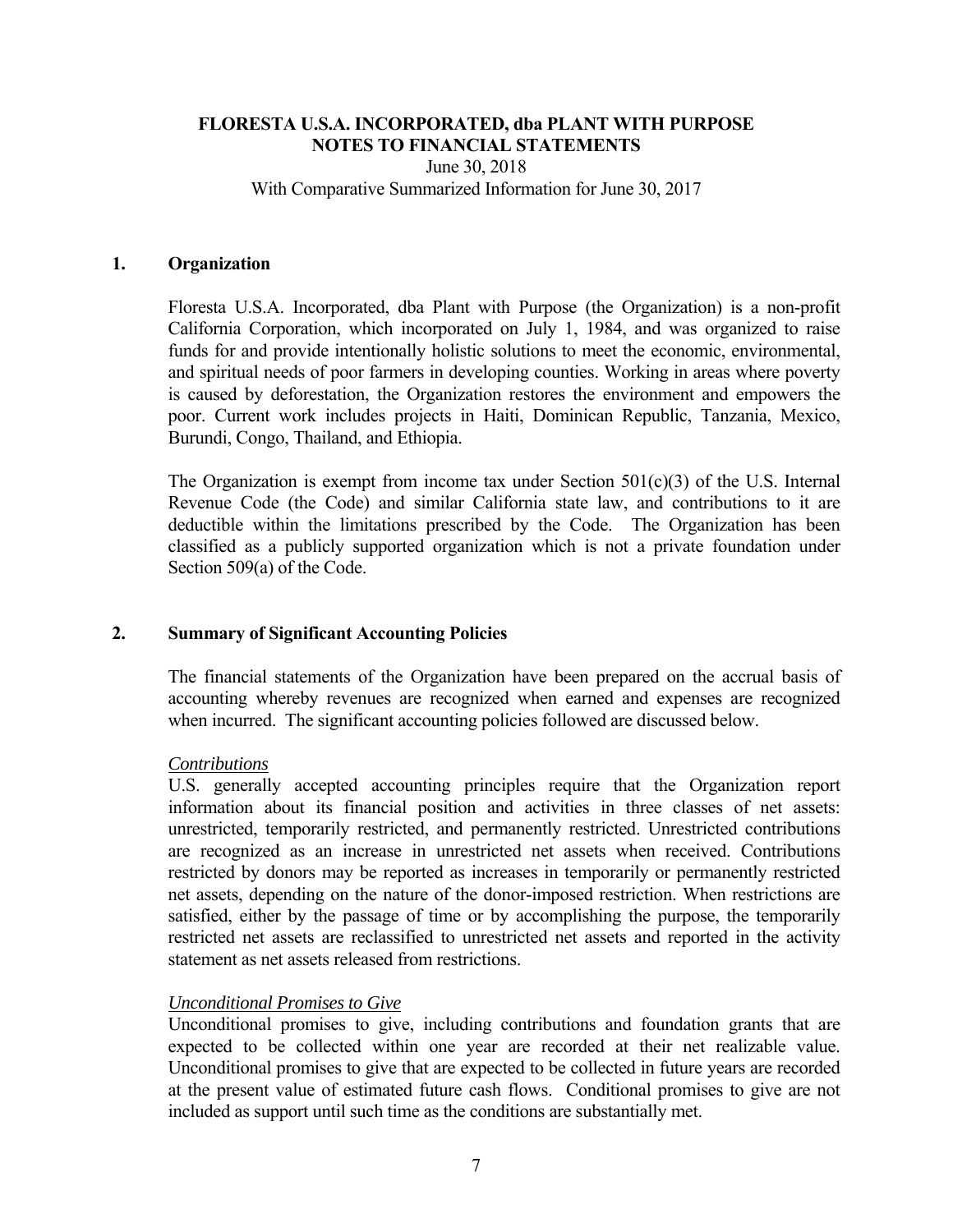**FLORESTA U.S.A. INCORPORATED, dba PLANT WITH PURPOSE**
**NOTES TO FINANCIAL STATEMENTS**
June 30, 2018
With Comparative Summarized Information for June 30, 2017

## 1. Organization

Floresta U.S.A. Incorporated, dba Plant with Purpose (the Organization) is a non-profit California Corporation, which incorporated on July 1, 1984, and was organized to raise funds for and provide intentionally holistic solutions to meet the economic, environmental, and spiritual needs of poor farmers in developing counties. Working in areas where poverty is caused by deforestation, the Organization restores the environment and empowers the poor. Current work includes projects in Haiti, Dominican Republic, Tanzania, Mexico, Burundi, Congo, Thailand, and Ethiopia.

The Organization is exempt from income tax under Section 501(c)(3) of the U.S. Internal Revenue Code (the Code) and similar California state law, and contributions to it are deductible within the limitations prescribed by the Code. The Organization has been classified as a publicly supported organization which is not a private foundation under Section 509(a) of the Code.

## 2. Summary of Significant Accounting Policies

The financial statements of the Organization have been prepared on the accrual basis of accounting whereby revenues are recognized when earned and expenses are recognized when incurred. The significant accounting policies followed are discussed below.

*Contributions*

U.S. generally accepted accounting principles require that the Organization report information about its financial position and activities in three classes of net assets: unrestricted, temporarily restricted, and permanently restricted. Unrestricted contributions are recognized as an increase in unrestricted net assets when received. Contributions restricted by donors may be reported as increases in temporarily or permanently restricted net assets, depending on the nature of the donor-imposed restriction. When restrictions are satisfied, either by the passage of time or by accomplishing the purpose, the temporarily restricted net assets are reclassified to unrestricted net assets and reported in the activity statement as net assets released from restrictions.

*Unconditional Promises to Give*

Unconditional promises to give, including contributions and foundation grants that are expected to be collected within one year are recorded at their net realizable value. Unconditional promises to give that are expected to be collected in future years are recorded at the present value of estimated future cash flows. Conditional promises to give are not included as support until such time as the conditions are substantially met.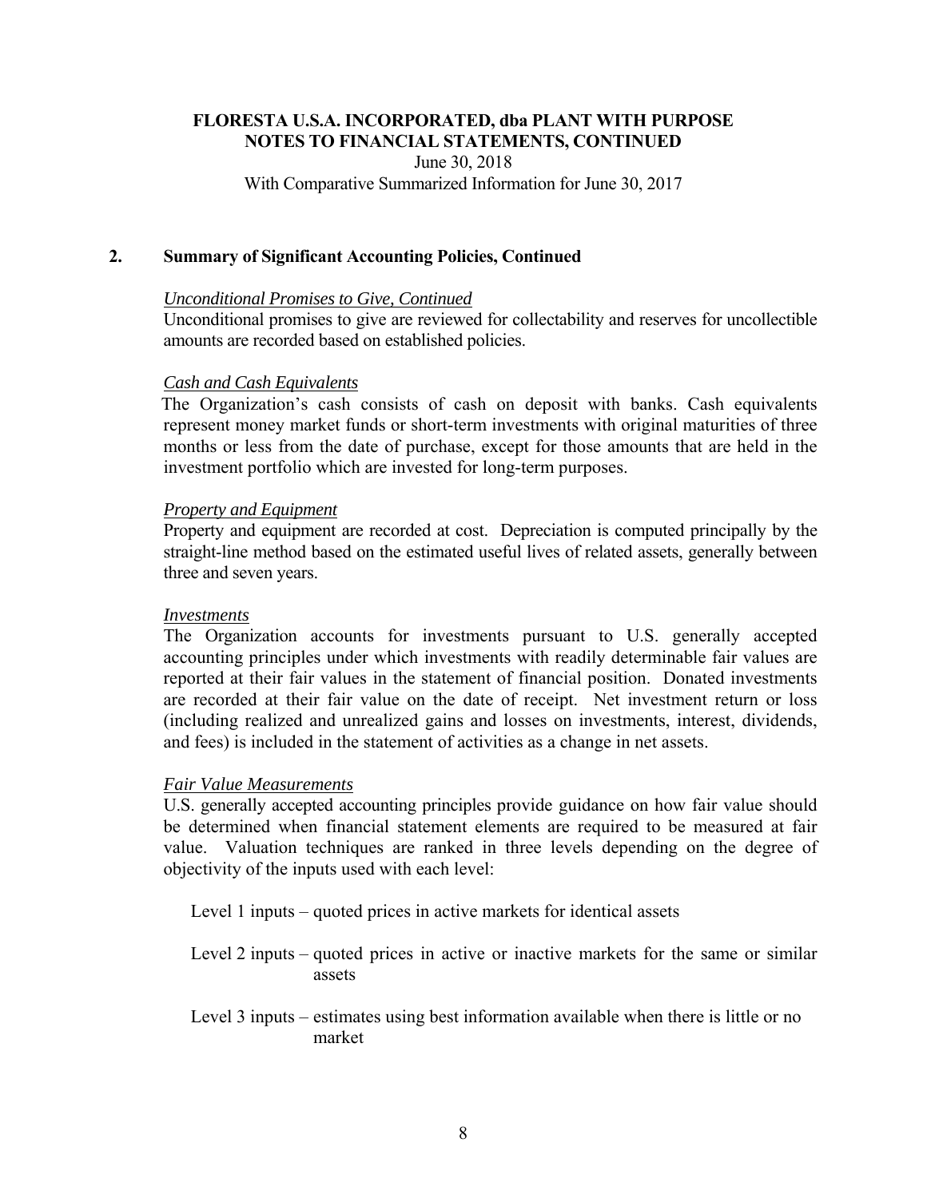## FLORESTA U.S.A. INCORPORATED, dba PLANT WITH PURPOSE
## NOTES TO FINANCIAL STATEMENTS, CONTINUED

June 30, 2018

With Comparative Summarized Information for June 30, 2017

### 2. Summary of Significant Accounting Policies, Continued

*Unconditional Promises to Give, Continued*

Unconditional promises to give are reviewed for collectability and reserves for uncollectible amounts are recorded based on established policies.

*Cash and Cash Equivalents*

The Organization's cash consists of cash on deposit with banks. Cash equivalents represent money market funds or short-term investments with original maturities of three months or less from the date of purchase, except for those amounts that are held in the investment portfolio which are invested for long-term purposes.

*Property and Equipment*

Property and equipment are recorded at cost. Depreciation is computed principally by the straight-line method based on the estimated useful lives of related assets, generally between three and seven years.

*Investments*

The Organization accounts for investments pursuant to U.S. generally accepted accounting principles under which investments with readily determinable fair values are reported at their fair values in the statement of financial position. Donated investments are recorded at their fair value on the date of receipt. Net investment return or loss (including realized and unrealized gains and losses on investments, interest, dividends, and fees) is included in the statement of activities as a change in net assets.

*Fair Value Measurements*

U.S. generally accepted accounting principles provide guidance on how fair value should be determined when financial statement elements are required to be measured at fair value. Valuation techniques are ranked in three levels depending on the degree of objectivity of the inputs used with each level:

- Level 1 inputs – quoted prices in active markets for identical assets
- Level 2 inputs – quoted prices in active or inactive markets for the same or similar assets
- Level 3 inputs – estimates using best information available when there is little or no market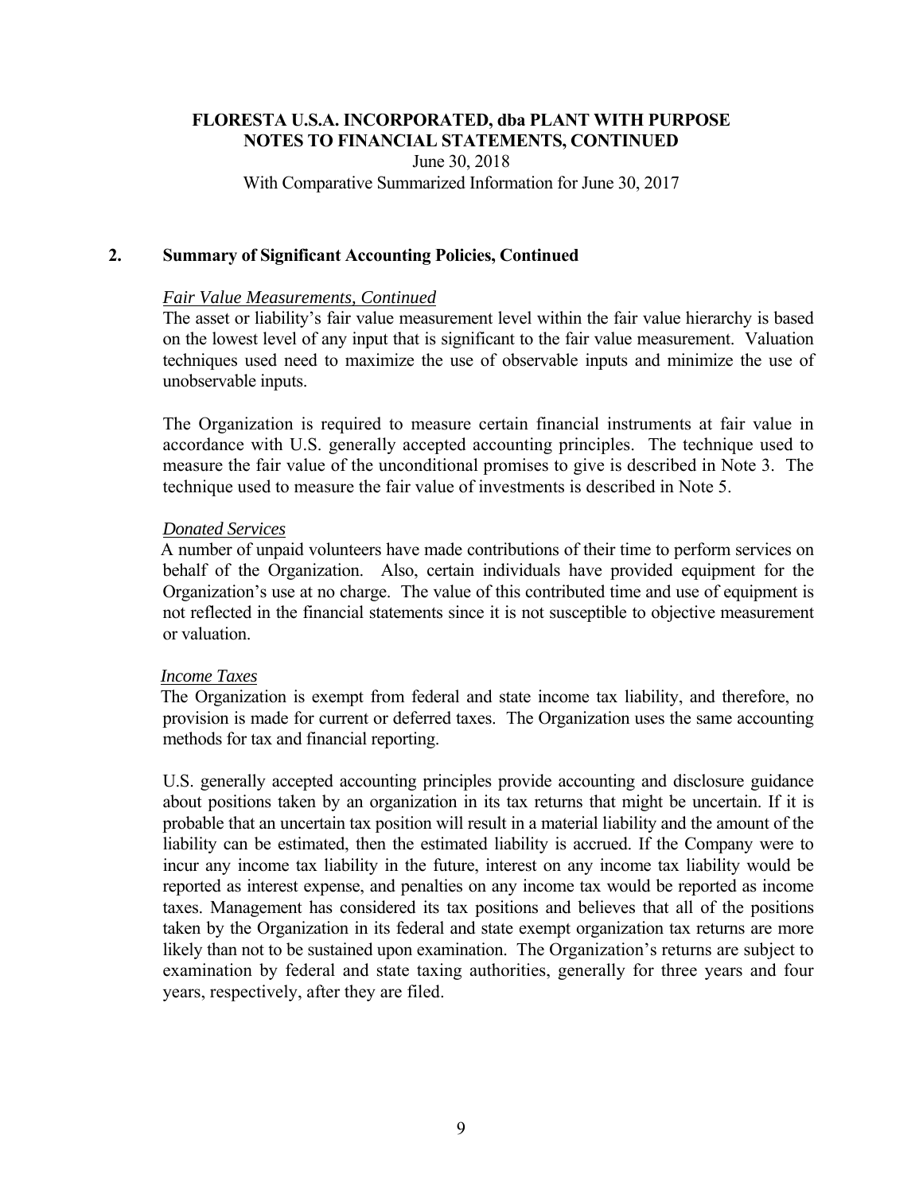# FLORESTA U.S.A. INCORPORATED, dba PLANT WITH PURPOSE
## NOTES TO FINANCIAL STATEMENTS, CONTINUED

June 30, 2018
With Comparative Summarized Information for June 30, 2017

## 2. Summary of Significant Accounting Policies, Continued

*Fair Value Measurements, Continued*

The asset or liability's fair value measurement level within the fair value hierarchy is based on the lowest level of any input that is significant to the fair value measurement. Valuation techniques used need to maximize the use of observable inputs and minimize the use of unobservable inputs.

The Organization is required to measure certain financial instruments at fair value in accordance with U.S. generally accepted accounting principles. The technique used to measure the fair value of the unconditional promises to give is described in Note 3. The technique used to measure the fair value of investments is described in Note 5.

*Donated Services*

A number of unpaid volunteers have made contributions of their time to perform services on behalf of the Organization. Also, certain individuals have provided equipment for the Organization's use at no charge. The value of this contributed time and use of equipment is not reflected in the financial statements since it is not susceptible to objective measurement or valuation.

*Income Taxes*

The Organization is exempt from federal and state income tax liability, and therefore, no provision is made for current or deferred taxes. The Organization uses the same accounting methods for tax and financial reporting.

U.S. generally accepted accounting principles provide accounting and disclosure guidance about positions taken by an organization in its tax returns that might be uncertain. If it is probable that an uncertain tax position will result in a material liability and the amount of the liability can be estimated, then the estimated liability is accrued. If the Company were to incur any income tax liability in the future, interest on any income tax liability would be reported as interest expense, and penalties on any income tax would be reported as income taxes. Management has considered its tax positions and believes that all of the positions taken by the Organization in its federal and state exempt organization tax returns are more likely than not to be sustained upon examination. The Organization's returns are subject to examination by federal and state taxing authorities, generally for three years and four years, respectively, after they are filed.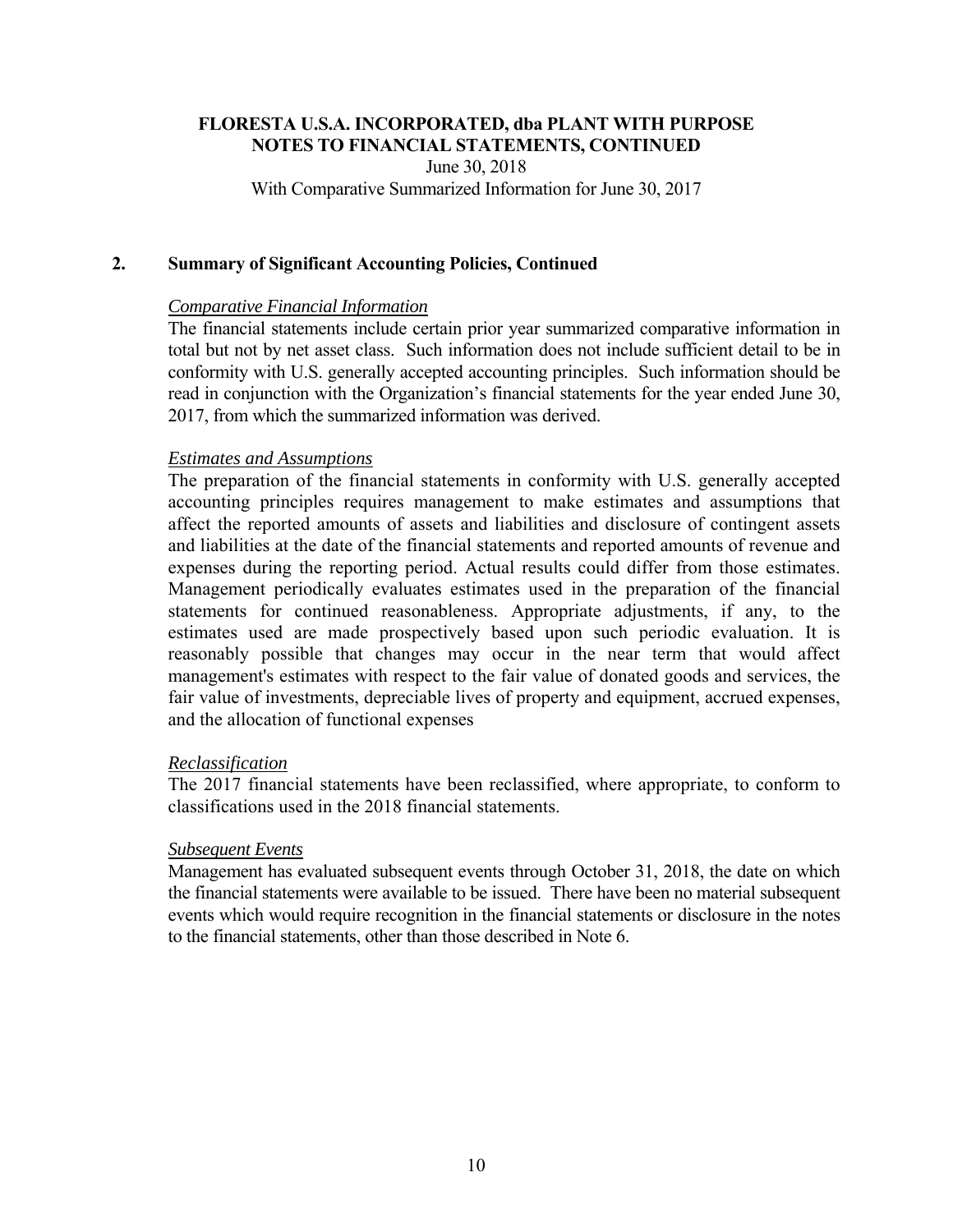# FLORESTA U.S.A. INCORPORATED, dba PLANT WITH PURPOSE
## NOTES TO FINANCIAL STATEMENTS, CONTINUED
June 30, 2018
With Comparative Summarized Information for June 30, 2017

## 2. Summary of Significant Accounting Policies, Continued

*Comparative Financial Information*

The financial statements include certain prior year summarized comparative information in total but not by net asset class. Such information does not include sufficient detail to be in conformity with U.S. generally accepted accounting principles. Such information should be read in conjunction with the Organization's financial statements for the year ended June 30, 2017, from which the summarized information was derived.

*Estimates and Assumptions*

The preparation of the financial statements in conformity with U.S. generally accepted accounting principles requires management to make estimates and assumptions that affect the reported amounts of assets and liabilities and disclosure of contingent assets and liabilities at the date of the financial statements and reported amounts of revenue and expenses during the reporting period. Actual results could differ from those estimates. Management periodically evaluates estimates used in the preparation of the financial statements for continued reasonableness. Appropriate adjustments, if any, to the estimates used are made prospectively based upon such periodic evaluation. It is reasonably possible that changes may occur in the near term that would affect management's estimates with respect to the fair value of donated goods and services, the fair value of investments, depreciable lives of property and equipment, accrued expenses, and the allocation of functional expenses

*Reclassification*

The 2017 financial statements have been reclassified, where appropriate, to conform to classifications used in the 2018 financial statements.

*Subsequent Events*

Management has evaluated subsequent events through October 31, 2018, the date on which the financial statements were available to be issued. There have been no material subsequent events which would require recognition in the financial statements or disclosure in the notes to the financial statements, other than those described in Note 6.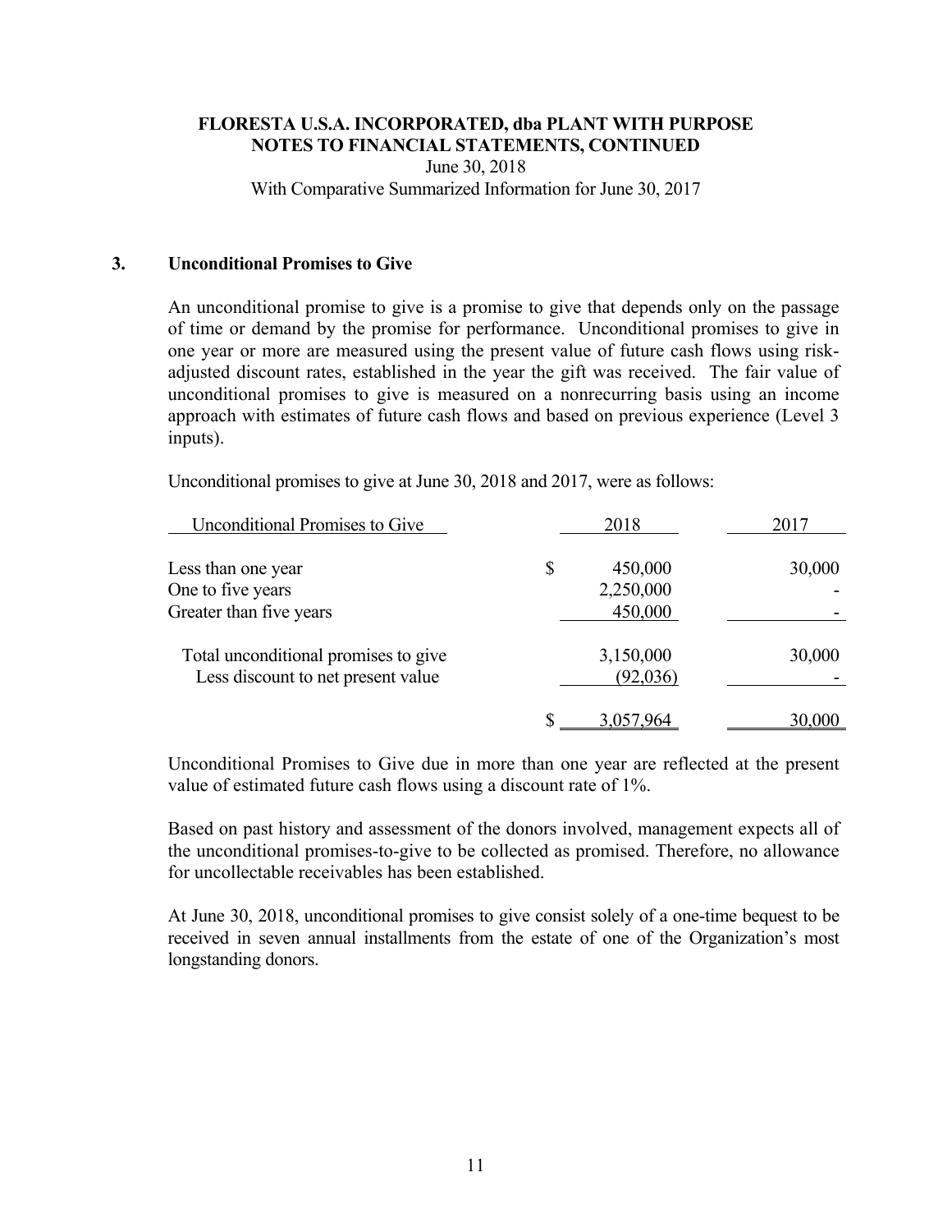## 3. Unconditional Promises to Give

An unconditional promise to give is a promise to give that depends only on the passage of time or demand by the promise for performance. Unconditional promises to give in one year or more are measured using the present value of future cash flows using risk-adjusted discount rates, established in the year the gift was received. The fair value of unconditional promises to give is measured on a nonrecurring basis using an income approach with estimates of future cash flows and based on previous experience (Level 3 inputs).

Unconditional promises to give at June 30, 2018 and 2017, were as follows:

| Unconditional Promises to Give | 2018 | 2017 |
|---|---|---|
| Less than one year | $ 450,000 | 30,000 |
| One to five years | 2,250,000 | - |
| Greater than five years | 450,000 | - |
| Total unconditional promises to give | 3,150,000 | 30,000 |
| Less discount to net present value | (92,036) | - |
| | $ 3,057,964 | 30,000 |

Unconditional Promises to Give due in more than one year are reflected at the present value of estimated future cash flows using a discount rate of 1%.

Based on past history and assessment of the donors involved, management expects all of the unconditional promises-to-give to be collected as promised. Therefore, no allowance for uncollectable receivables has been established.

At June 30, 2018, unconditional promises to give consist solely of a one-time bequest to be received in seven annual installments from the estate of one of the Organization's most longstanding donors.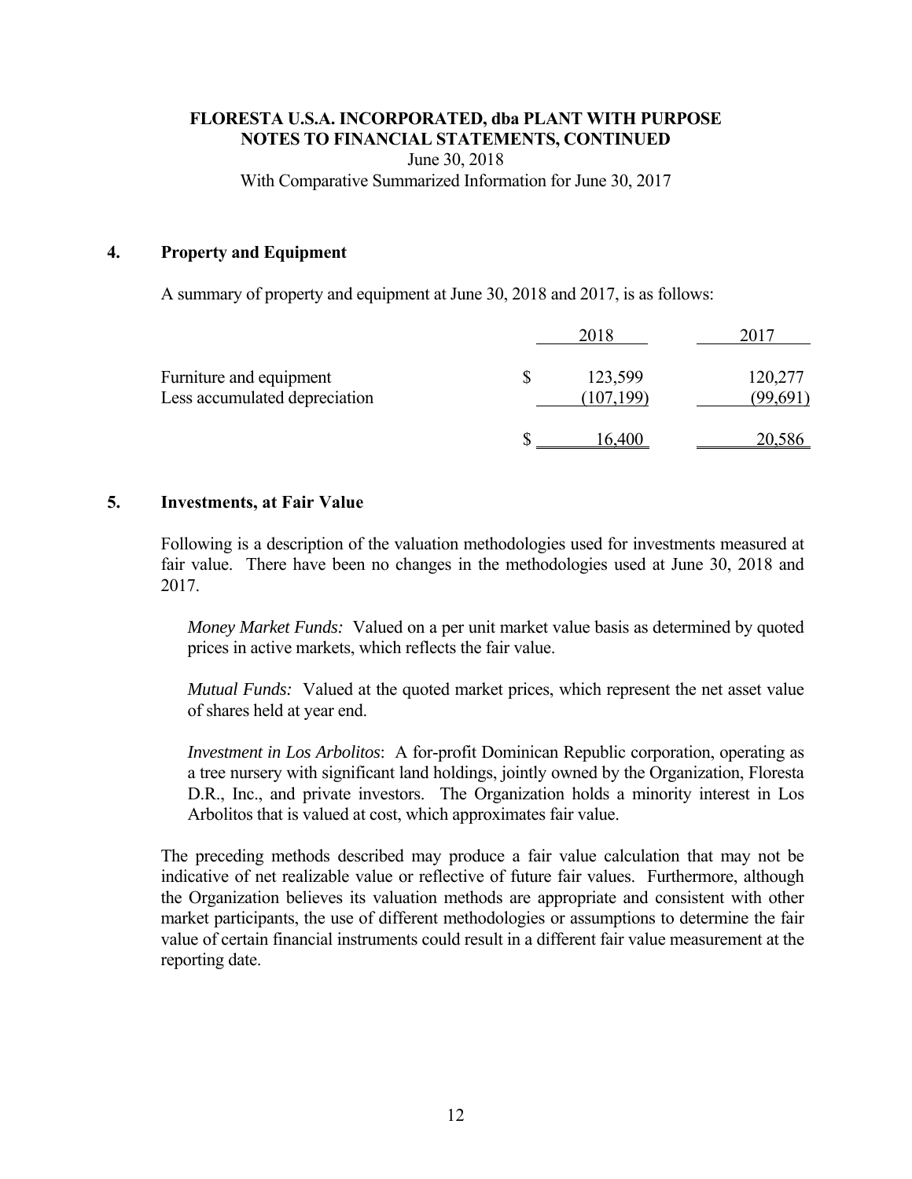**FLORESTA U.S.A. INCORPORATED, dba PLANT WITH PURPOSE**
**NOTES TO FINANCIAL STATEMENTS, CONTINUED**
June 30, 2018
With Comparative Summarized Information for June 30, 2017

## 4. Property and Equipment

A summary of property and equipment at June 30, 2018 and 2017, is as follows:

| | 2018 | 2017 |
|---|---|---|
| Furniture and equipment | $ 123,599 | 120,277 |
| Less accumulated depreciation | (107,199) | (99,691) |
| | $ 16,400 | 20,586 |

## 5. Investments, at Fair Value

Following is a description of the valuation methodologies used for investments measured at fair value. There have been no changes in the methodologies used at June 30, 2018 and 2017.

*Money Market Funds:* Valued on a per unit market value basis as determined by quoted prices in active markets, which reflects the fair value.

*Mutual Funds:* Valued at the quoted market prices, which represent the net asset value of shares held at year end.

*Investment in Los Arbolitos*: A for-profit Dominican Republic corporation, operating as a tree nursery with significant land holdings, jointly owned by the Organization, Floresta D.R., Inc., and private investors. The Organization holds a minority interest in Los Arbolitos that is valued at cost, which approximates fair value.

The preceding methods described may produce a fair value calculation that may not be indicative of net realizable value or reflective of future fair values. Furthermore, although the Organization believes its valuation methods are appropriate and consistent with other market participants, the use of different methodologies or assumptions to determine the fair value of certain financial instruments could result in a different fair value measurement at the reporting date.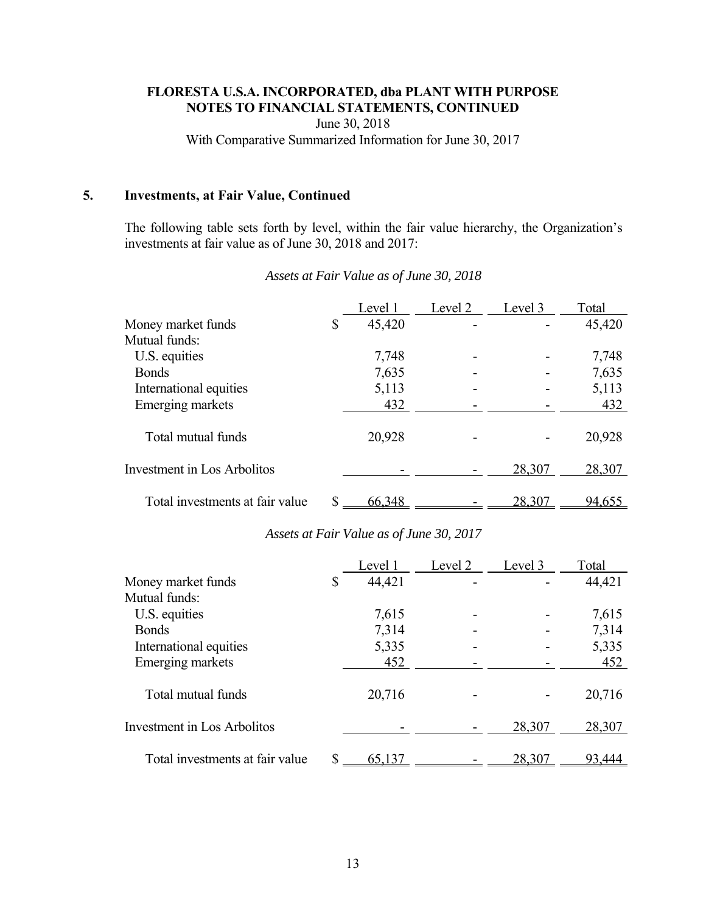## 5. Investments, at Fair Value, Continued

The following table sets forth by level, within the fair value hierarchy, the Organization's investments at fair value as of June 30, 2018 and 2017:

*Assets at Fair Value as of June 30, 2018*

| | Level 1 | Level 2 | Level 3 | Total |
|---|---|---|---|---|
| Money market funds | $ 45,420 | - | - | 45,420 |
| Mutual funds: | | | | |
| U.S. equities | 7,748 | - | - | 7,748 |
| Bonds | 7,635 | - | - | 7,635 |
| International equities | 5,113 | - | - | 5,113 |
| Emerging markets | 432 | - | - | 432 |
| Total mutual funds | 20,928 | - | - | 20,928 |
| Investment in Los Arbolitos | - | - | 28,307 | 28,307 |
| Total investments at fair value | $ 66,348 | - | 28,307 | 94,655 |

*Assets at Fair Value as of June 30, 2017*

| | Level 1 | Level 2 | Level 3 | Total |
|---|---|---|---|---|
| Money market funds | $ 44,421 | - | - | 44,421 |
| Mutual funds: | | | | |
| U.S. equities | 7,615 | - | - | 7,615 |
| Bonds | 7,314 | - | - | 7,314 |
| International equities | 5,335 | - | - | 5,335 |
| Emerging markets | 452 | - | - | 452 |
| Total mutual funds | 20,716 | - | - | 20,716 |
| Investment in Los Arbolitos | - | - | 28,307 | 28,307 |
| Total investments at fair value | $ 65,137 | - | 28,307 | 93,444 |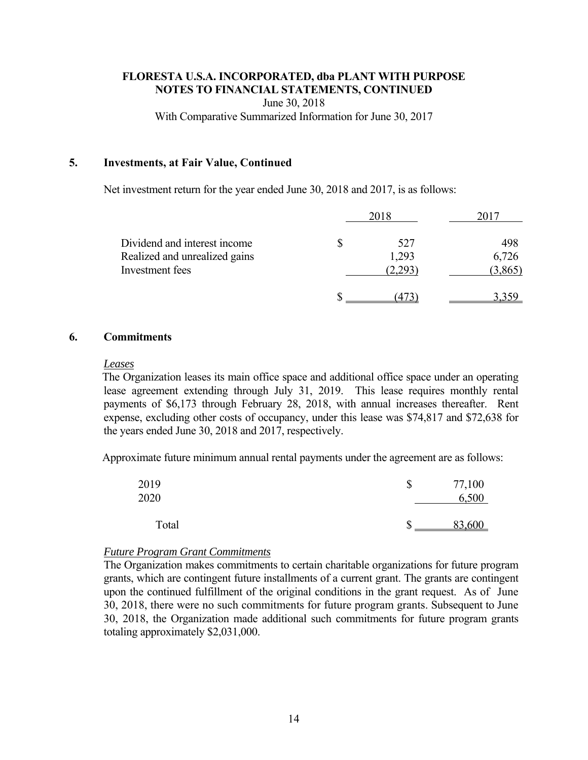# FLORESTA U.S.A. INCORPORATED, dba PLANT WITH PURPOSE
## NOTES TO FINANCIAL STATEMENTS, CONTINUED

June 30, 2018

With Comparative Summarized Information for June 30, 2017

## 5. Investments, at Fair Value, Continued

Net investment return for the year ended June 30, 2018 and 2017, is as follows:

| | 2018 | 2017 |
|---|---|---|
| Dividend and interest income | $ 527 | 498 |
| Realized and unrealized gains | 1,293 | 6,726 |
| Investment fees | (2,293) | (3,865) |
| | $ (473) | 3,359 |

## 6. Commitments

*Leases*

The Organization leases its main office space and additional office space under an operating lease agreement extending through July 31, 2019. This lease requires monthly rental payments of $6,173 through February 28, 2018, with annual increases thereafter. Rent expense, excluding other costs of occupancy, under this lease was $74,817 and $72,638 for the years ended June 30, 2018 and 2017, respectively.

Approximate future minimum annual rental payments under the agreement are as follows:

| | |
|---|---|
| 2019 | $ 77,100 |
| 2020 | 6,500 |
| Total | $ 83,600 |

*Future Program Grant Commitments*

The Organization makes commitments to certain charitable organizations for future program grants, which are contingent future installments of a current grant. The grants are contingent upon the continued fulfillment of the original conditions in the grant request. As of June 30, 2018, there were no such commitments for future program grants. Subsequent to June 30, 2018, the Organization made additional such commitments for future program grants totaling approximately $2,031,000.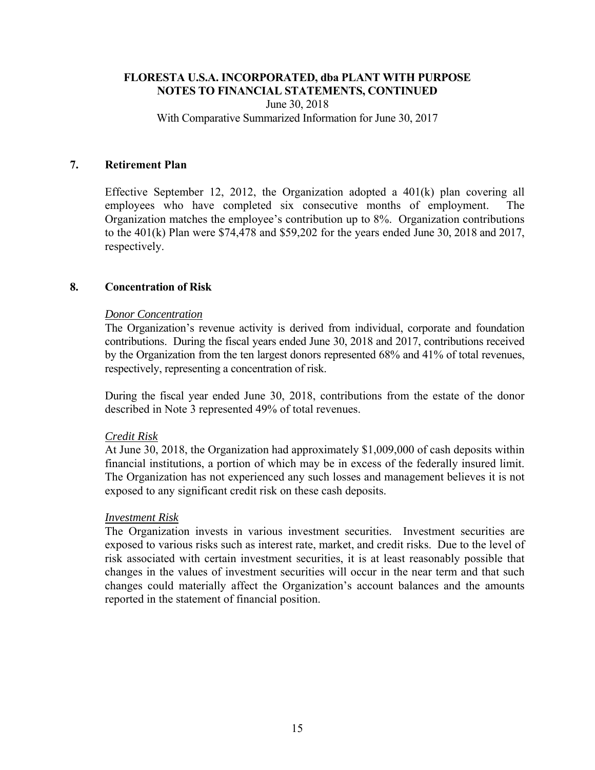# FLORESTA U.S.A. INCORPORATED, dba PLANT WITH PURPOSE
## NOTES TO FINANCIAL STATEMENTS, CONTINUED

June 30, 2018

With Comparative Summarized Information for June 30, 2017

## 7. Retirement Plan

Effective September 12, 2012, the Organization adopted a 401(k) plan covering all employees who have completed six consecutive months of employment. The Organization matches the employee's contribution up to 8%. Organization contributions to the 401(k) Plan were $74,478 and $59,202 for the years ended June 30, 2018 and 2017, respectively.

## 8. Concentration of Risk

*Donor Concentration*

The Organization's revenue activity is derived from individual, corporate and foundation contributions. During the fiscal years ended June 30, 2018 and 2017, contributions received by the Organization from the ten largest donors represented 68% and 41% of total revenues, respectively, representing a concentration of risk.

During the fiscal year ended June 30, 2018, contributions from the estate of the donor described in Note 3 represented 49% of total revenues.

*Credit Risk*

At June 30, 2018, the Organization had approximately $1,009,000 of cash deposits within financial institutions, a portion of which may be in excess of the federally insured limit. The Organization has not experienced any such losses and management believes it is not exposed to any significant credit risk on these cash deposits.

*Investment Risk*

The Organization invests in various investment securities. Investment securities are exposed to various risks such as interest rate, market, and credit risks. Due to the level of risk associated with certain investment securities, it is at least reasonably possible that changes in the values of investment securities will occur in the near term and that such changes could materially affect the Organization's account balances and the amounts reported in the statement of financial position.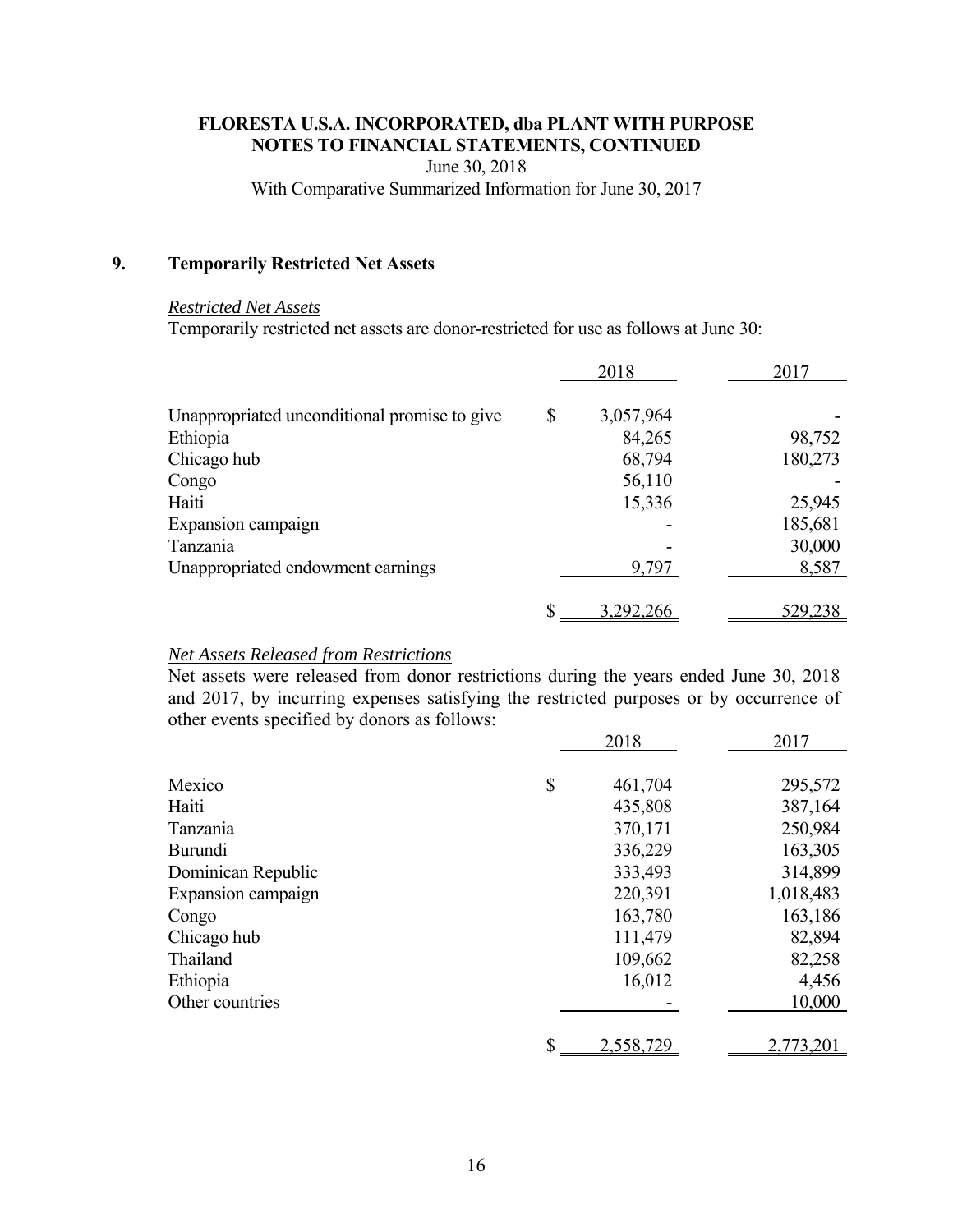# FLORESTA U.S.A. INCORPORATED, dba PLANT WITH PURPOSE
## NOTES TO FINANCIAL STATEMENTS, CONTINUED

June 30, 2018

With Comparative Summarized Information for June 30, 2017

## 9. Temporarily Restricted Net Assets

*Restricted Net Assets*

Temporarily restricted net assets are donor-restricted for use as follows at June 30:

| | 2018 | 2017 |
|---|---|---|
| Unappropriated unconditional promise to give | $ 3,057,964 | - |
| Ethiopia | 84,265 | 98,752 |
| Chicago hub | 68,794 | 180,273 |
| Congo | 56,110 | - |
| Haiti | 15,336 | 25,945 |
| Expansion campaign | - | 185,681 |
| Tanzania | - | 30,000 |
| Unappropriated endowment earnings | 9,797 | 8,587 |
| | $ 3,292,266 | 529,238 |

*Net Assets Released from Restrictions*

Net assets were released from donor restrictions during the years ended June 30, 2018 and 2017, by incurring expenses satisfying the restricted purposes or by occurrence of other events specified by donors as follows:

| | 2018 | 2017 |
|---|---|---|
| Mexico | $ 461,704 | 295,572 |
| Haiti | 435,808 | 387,164 |
| Tanzania | 370,171 | 250,984 |
| Burundi | 336,229 | 163,305 |
| Dominican Republic | 333,493 | 314,899 |
| Expansion campaign | 220,391 | 1,018,483 |
| Congo | 163,780 | 163,186 |
| Chicago hub | 111,479 | 82,894 |
| Thailand | 109,662 | 82,258 |
| Ethiopia | 16,012 | 4,456 |
| Other countries | - | 10,000 |
| | $ 2,558,729 | 2,773,201 |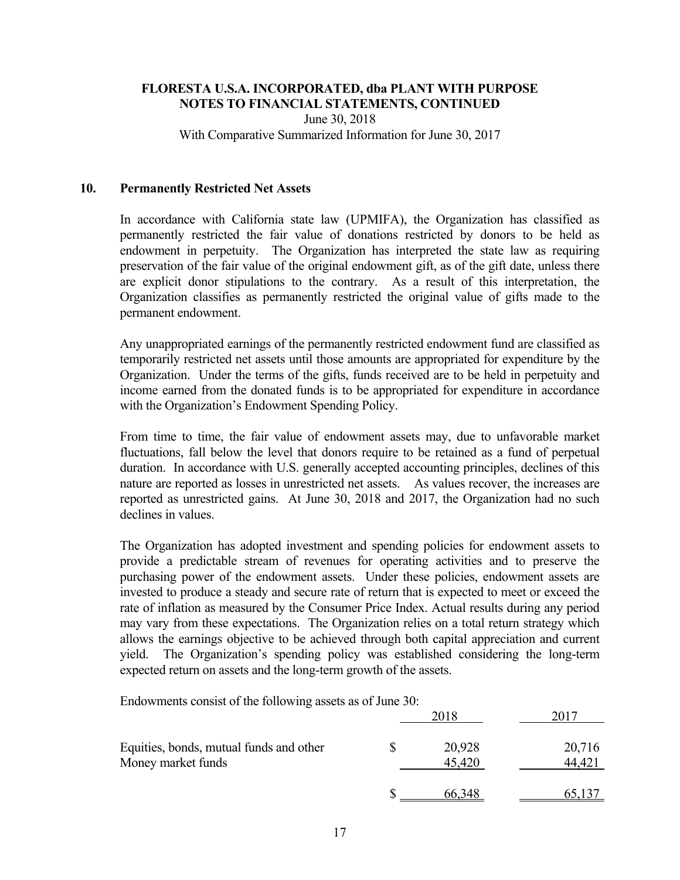**FLORESTA U.S.A. INCORPORATED, dba PLANT WITH PURPOSE**
**NOTES TO FINANCIAL STATEMENTS, CONTINUED**
June 30, 2018
With Comparative Summarized Information for June 30, 2017

## 10. Permanently Restricted Net Assets

In accordance with California state law (UPMIFA), the Organization has classified as permanently restricted the fair value of donations restricted by donors to be held as endowment in perpetuity. The Organization has interpreted the state law as requiring preservation of the fair value of the original endowment gift, as of the gift date, unless there are explicit donor stipulations to the contrary. As a result of this interpretation, the Organization classifies as permanently restricted the original value of gifts made to the permanent endowment.

Any unappropriated earnings of the permanently restricted endowment fund are classified as temporarily restricted net assets until those amounts are appropriated for expenditure by the Organization. Under the terms of the gifts, funds received are to be held in perpetuity and income earned from the donated funds is to be appropriated for expenditure in accordance with the Organization's Endowment Spending Policy.

From time to time, the fair value of endowment assets may, due to unfavorable market fluctuations, fall below the level that donors require to be retained as a fund of perpetual duration. In accordance with U.S. generally accepted accounting principles, declines of this nature are reported as losses in unrestricted net assets. As values recover, the increases are reported as unrestricted gains. At June 30, 2018 and 2017, the Organization had no such declines in values.

The Organization has adopted investment and spending policies for endowment assets to provide a predictable stream of revenues for operating activities and to preserve the purchasing power of the endowment assets. Under these policies, endowment assets are invested to produce a steady and secure rate of return that is expected to meet or exceed the rate of inflation as measured by the Consumer Price Index. Actual results during any period may vary from these expectations. The Organization relies on a total return strategy which allows the earnings objective to be achieved through both capital appreciation and current yield. The Organization's spending policy was established considering the long-term expected return on assets and the long-term growth of the assets.

Endowments consist of the following assets as of June 30:

| | 2018 | 2017 |
|---|---|---|
| Equities, bonds, mutual funds and other | $ 20,928 | 20,716 |
| Money market funds | 45,420 | 44,421 |
| | $ 66,348 | 65,137 |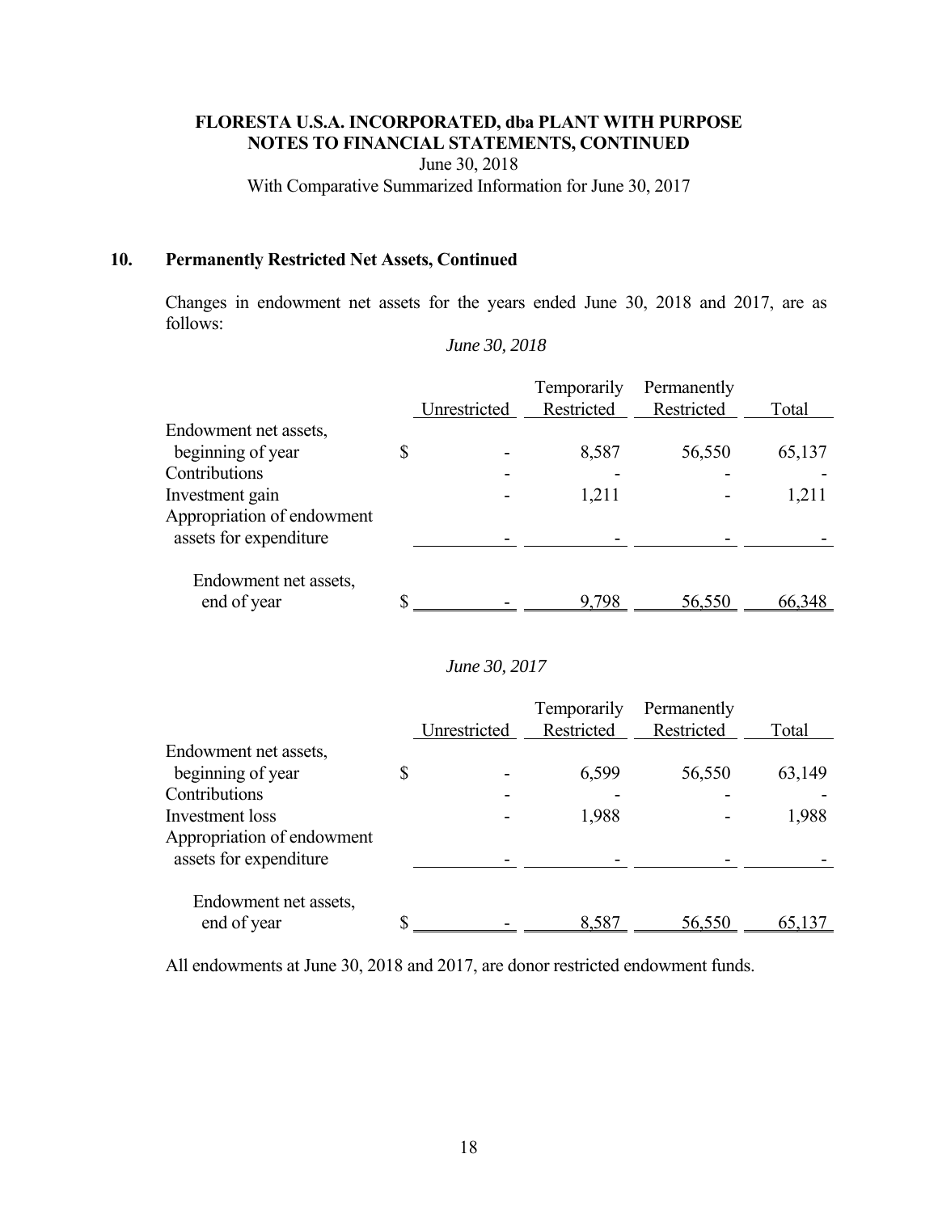**FLORESTA U.S.A. INCORPORATED, dba PLANT WITH PURPOSE**
**NOTES TO FINANCIAL STATEMENTS, CONTINUED**
June 30, 2018
With Comparative Summarized Information for June 30, 2017

## 10. Permanently Restricted Net Assets, Continued

Changes in endowment net assets for the years ended June 30, 2018 and 2017, are as follows:

*June 30, 2018*

| | Unrestricted | Temporarily Restricted | Permanently Restricted | Total |
|---|---|---|---|---|
| Endowment net assets, beginning of year | $ - | 8,587 | 56,550 | 65,137 |
| Contributions | - | - | - | - |
| Investment gain | - | 1,211 | - | 1,211 |
| Appropriation of endowment assets for expenditure | - | - | - | - |
| Endowment net assets, end of year | $ - | 9,798 | 56,550 | 66,348 |

*June 30, 2017*

| | Unrestricted | Temporarily Restricted | Permanently Restricted | Total |
|---|---|---|---|---|
| Endowment net assets, beginning of year | $ - | 6,599 | 56,550 | 63,149 |
| Contributions | - | - | - | - |
| Investment loss | - | 1,988 | - | 1,988 |
| Appropriation of endowment assets for expenditure | - | - | - | - |
| Endowment net assets, end of year | $ - | 8,587 | 56,550 | 65,137 |

All endowments at June 30, 2018 and 2017, are donor restricted endowment funds.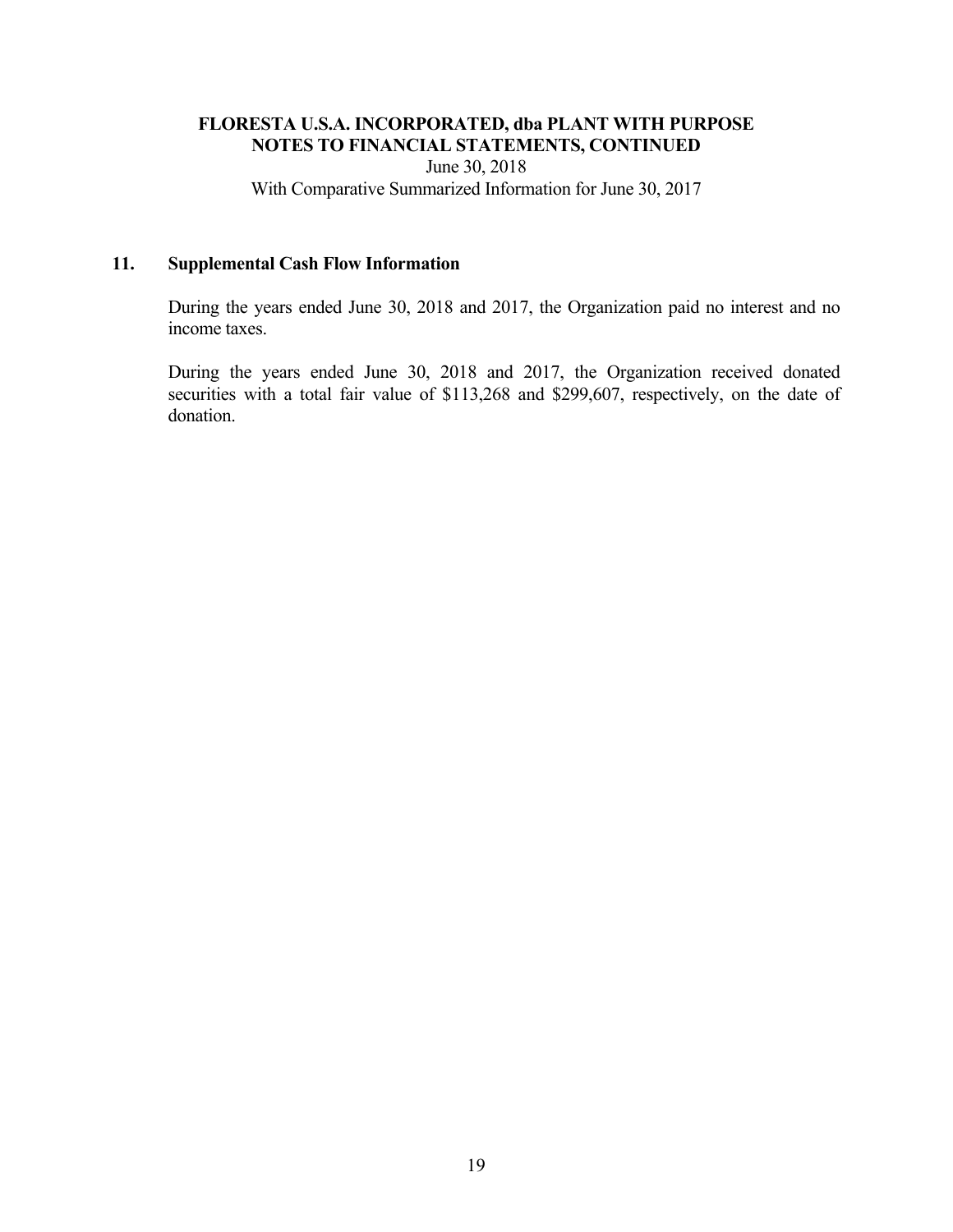## 11. Supplemental Cash Flow Information

During the years ended June 30, 2018 and 2017, the Organization paid no interest and no income taxes.

During the years ended June 30, 2018 and 2017, the Organization received donated securities with a total fair value of $113,268 and $299,607, respectively, on the date of donation.